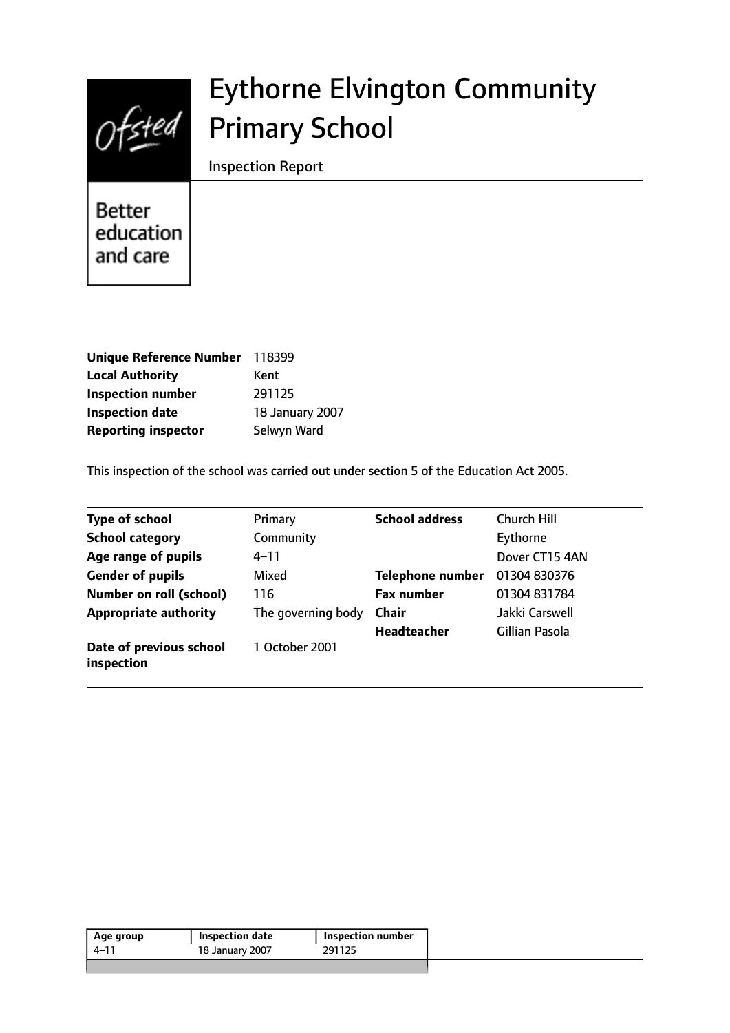# Eythorne Elvington Community Primary School

Inspection Report

Better education and care

| | |
|---|---|
| **Unique Reference Number** | 118399 |
| **Local Authority** | Kent |
| **Inspection number** | 291125 |
| **Inspection date** | 18 January 2007 |
| **Reporting inspector** | Selwyn Ward |

This inspection of the school was carried out under section 5 of the Education Act 2005.

| | | | |
|---|---|---|---|
| **Type of school** | Primary | **School address** | Church Hill |
| **School category** | Community | | Eythorne |
| **Age range of pupils** | 4–11 | | Dover CT15 4AN |
| **Gender of pupils** | Mixed | **Telephone number** | 01304 830376 |
| **Number on roll (school)** | 116 | **Fax number** | 01304 831784 |
| **Appropriate authority** | The governing body | **Chair** | Jakki Carswell |
| | | **Headteacher** | Gillian Pasola |
| **Date of previous school inspection** | 1 October 2001 | | |

| Age group | Inspection date | Inspection number |
|---|---|---|
| 4–11 | 18 January 2007 | 291125 |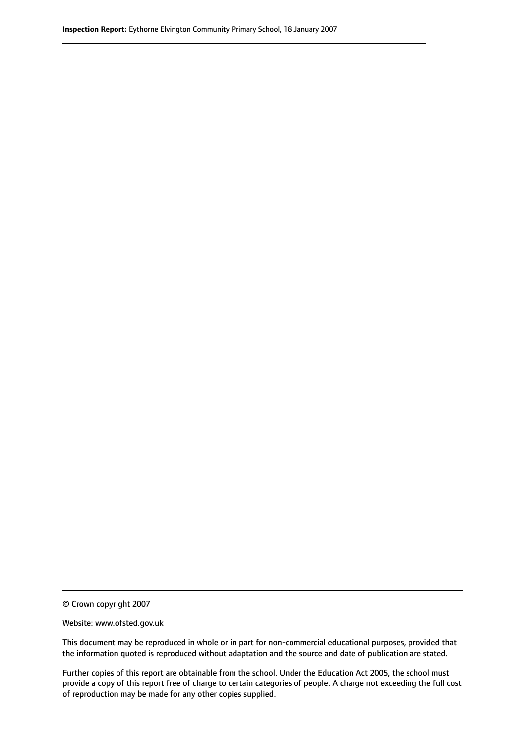© Crown copyright 2007

Website: www.ofsted.gov.uk

This document may be reproduced in whole or in part for non-commercial educational purposes, provided that the information quoted is reproduced without adaptation and the source and date of publication are stated.

Further copies of this report are obtainable from the school. Under the Education Act 2005, the school must provide a copy of this report free of charge to certain categories of people. A charge not exceeding the full cost of reproduction may be made for any other copies supplied.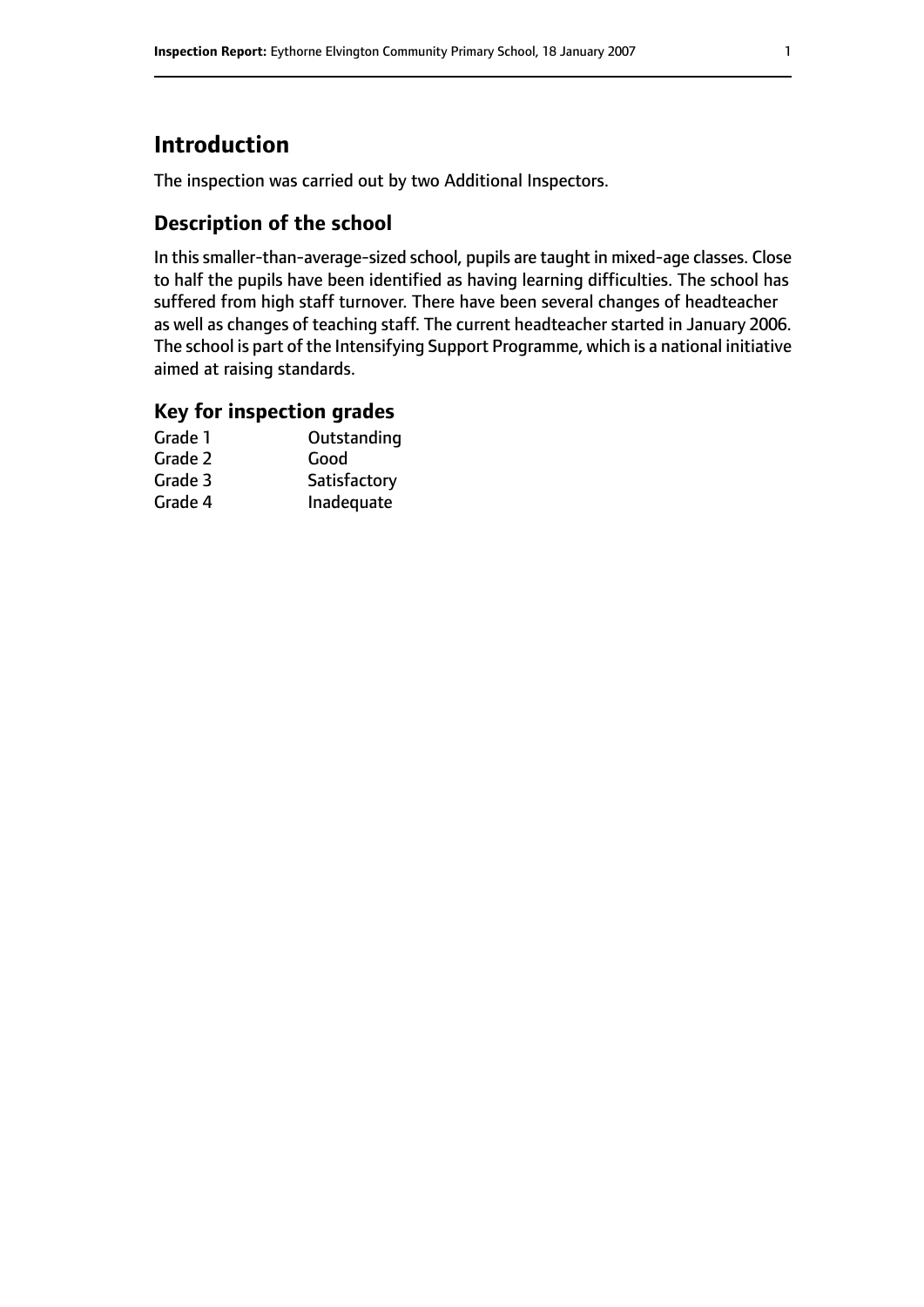# Introduction

The inspection was carried out by two Additional Inspectors.

## Description of the school

In this smaller-than-average-sized school, pupils are taught in mixed-age classes. Close to half the pupils have been identified as having learning difficulties. The school has suffered from high staff turnover. There have been several changes of headteacher as well as changes of teaching staff. The current headteacher started in January 2006. The school is part of the Intensifying Support Programme, which is a national initiative aimed at raising standards.

## Key for inspection grades

| | |
|---|---|
| Grade 1 | Outstanding |
| Grade 2 | Good |
| Grade 3 | Satisfactory |
| Grade 4 | Inadequate |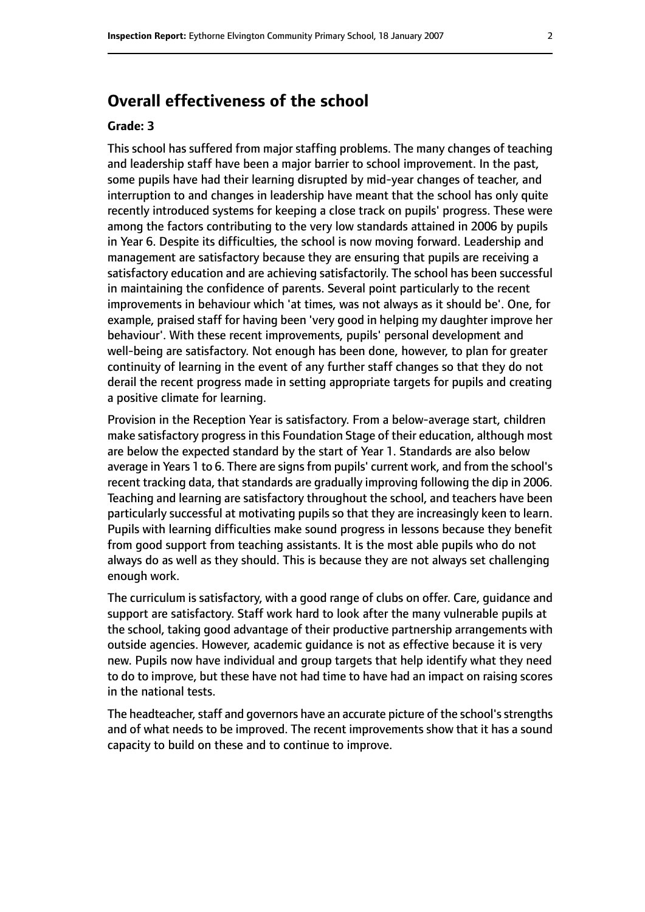## Overall effectiveness of the school

**Grade: 3**

This school has suffered from major staffing problems. The many changes of teaching and leadership staff have been a major barrier to school improvement. In the past, some pupils have had their learning disrupted by mid-year changes of teacher, and interruption to and changes in leadership have meant that the school has only quite recently introduced systems for keeping a close track on pupils' progress. These were among the factors contributing to the very low standards attained in 2006 by pupils in Year 6. Despite its difficulties, the school is now moving forward. Leadership and management are satisfactory because they are ensuring that pupils are receiving a satisfactory education and are achieving satisfactorily. The school has been successful in maintaining the confidence of parents. Several point particularly to the recent improvements in behaviour which 'at times, was not always as it should be'. One, for example, praised staff for having been 'very good in helping my daughter improve her behaviour'. With these recent improvements, pupils' personal development and well-being are satisfactory. Not enough has been done, however, to plan for greater continuity of learning in the event of any further staff changes so that they do not derail the recent progress made in setting appropriate targets for pupils and creating a positive climate for learning.

Provision in the Reception Year is satisfactory. From a below-average start, children make satisfactory progress in this Foundation Stage of their education, although most are below the expected standard by the start of Year 1. Standards are also below average in Years 1 to 6. There are signs from pupils' current work, and from the school's recent tracking data, that standards are gradually improving following the dip in 2006. Teaching and learning are satisfactory throughout the school, and teachers have been particularly successful at motivating pupils so that they are increasingly keen to learn. Pupils with learning difficulties make sound progress in lessons because they benefit from good support from teaching assistants. It is the most able pupils who do not always do as well as they should. This is because they are not always set challenging enough work.

The curriculum is satisfactory, with a good range of clubs on offer. Care, guidance and support are satisfactory. Staff work hard to look after the many vulnerable pupils at the school, taking good advantage of their productive partnership arrangements with outside agencies. However, academic guidance is not as effective because it is very new. Pupils now have individual and group targets that help identify what they need to do to improve, but these have not had time to have had an impact on raising scores in the national tests.

The headteacher, staff and governors have an accurate picture of the school's strengths and of what needs to be improved. The recent improvements show that it has a sound capacity to build on these and to continue to improve.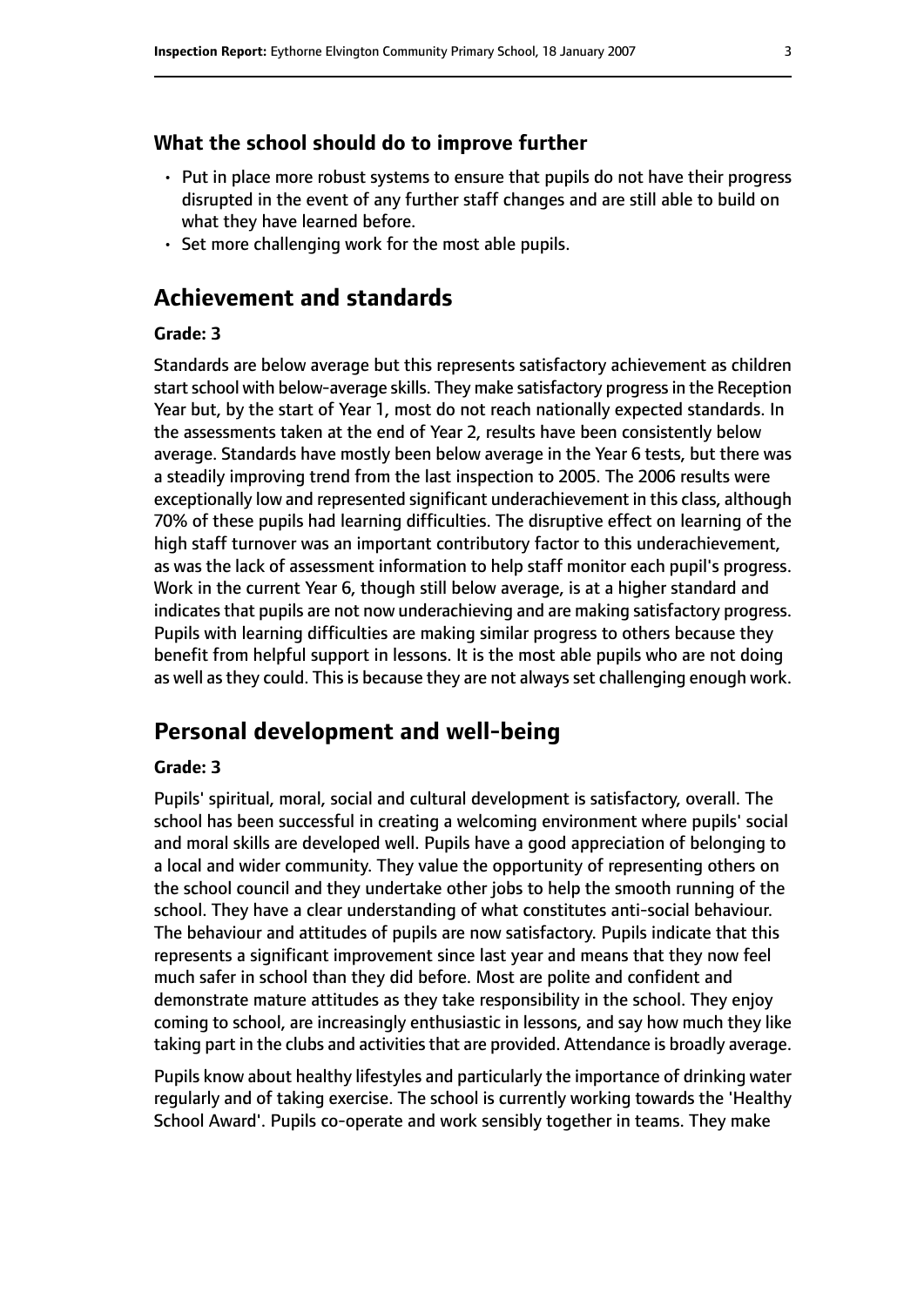### What the school should do to improve further

- Put in place more robust systems to ensure that pupils do not have their progress disrupted in the event of any further staff changes and are still able to build on what they have learned before.
- Set more challenging work for the most able pupils.

## Achievement and standards

**Grade: 3**

Standards are below average but this represents satisfactory achievement as children start school with below-average skills. They make satisfactory progress in the Reception Year but, by the start of Year 1, most do not reach nationally expected standards. In the assessments taken at the end of Year 2, results have been consistently below average. Standards have mostly been below average in the Year 6 tests, but there was a steadily improving trend from the last inspection to 2005. The 2006 results were exceptionally low and represented significant underachievement in this class, although 70% of these pupils had learning difficulties. The disruptive effect on learning of the high staff turnover was an important contributory factor to this underachievement, as was the lack of assessment information to help staff monitor each pupil's progress. Work in the current Year 6, though still below average, is at a higher standard and indicates that pupils are not now underachieving and are making satisfactory progress. Pupils with learning difficulties are making similar progress to others because they benefit from helpful support in lessons. It is the most able pupils who are not doing as well as they could. This is because they are not always set challenging enough work.

## Personal development and well-being

**Grade: 3**

Pupils' spiritual, moral, social and cultural development is satisfactory, overall. The school has been successful in creating a welcoming environment where pupils' social and moral skills are developed well. Pupils have a good appreciation of belonging to a local and wider community. They value the opportunity of representing others on the school council and they undertake other jobs to help the smooth running of the school. They have a clear understanding of what constitutes anti-social behaviour. The behaviour and attitudes of pupils are now satisfactory. Pupils indicate that this represents a significant improvement since last year and means that they now feel much safer in school than they did before. Most are polite and confident and demonstrate mature attitudes as they take responsibility in the school. They enjoy coming to school, are increasingly enthusiastic in lessons, and say how much they like taking part in the clubs and activities that are provided. Attendance is broadly average.

Pupils know about healthy lifestyles and particularly the importance of drinking water regularly and of taking exercise. The school is currently working towards the 'Healthy School Award'. Pupils co-operate and work sensibly together in teams. They make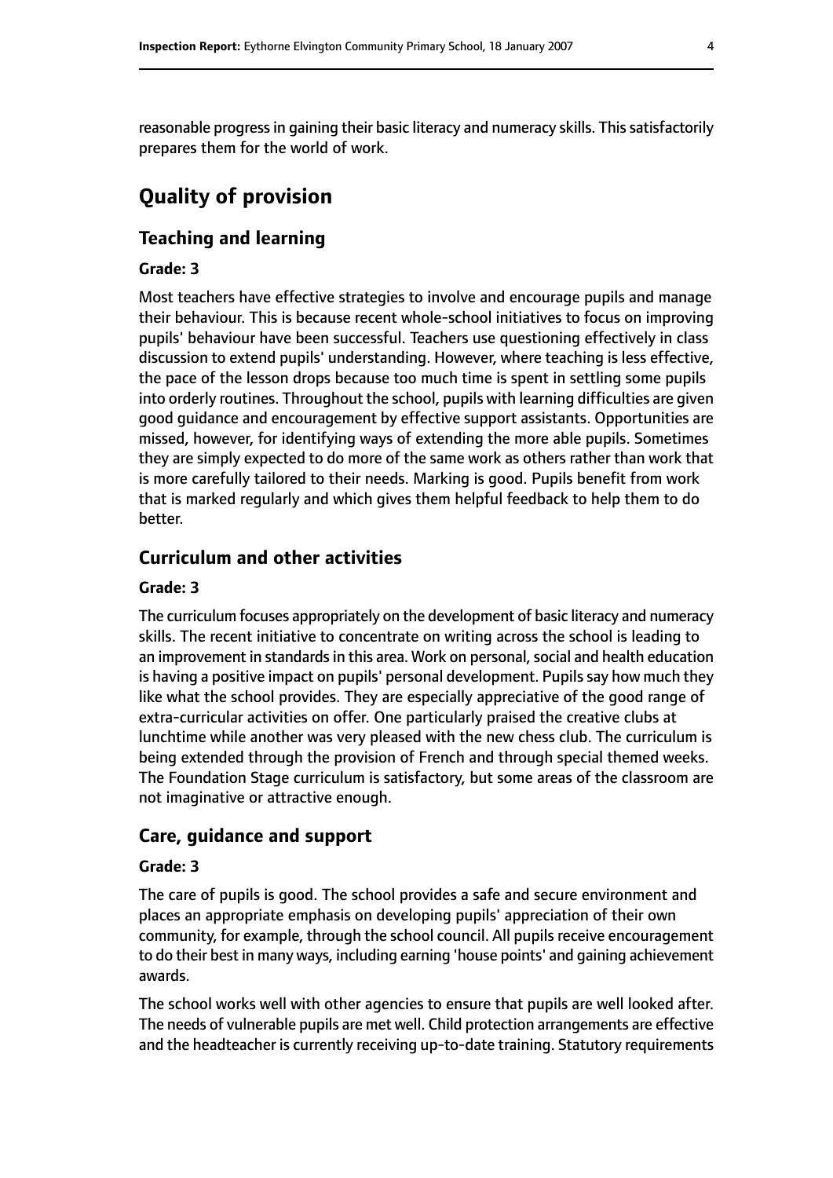reasonable progress in gaining their basic literacy and numeracy skills. This satisfactorily prepares them for the world of work.

# Quality of provision

## Teaching and learning

### Grade: 3

Most teachers have effective strategies to involve and encourage pupils and manage their behaviour. This is because recent whole-school initiatives to focus on improving pupils' behaviour have been successful. Teachers use questioning effectively in class discussion to extend pupils' understanding. However, where teaching is less effective, the pace of the lesson drops because too much time is spent in settling some pupils into orderly routines. Throughout the school, pupils with learning difficulties are given good guidance and encouragement by effective support assistants. Opportunities are missed, however, for identifying ways of extending the more able pupils. Sometimes they are simply expected to do more of the same work as others rather than work that is more carefully tailored to their needs. Marking is good. Pupils benefit from work that is marked regularly and which gives them helpful feedback to help them to do better.

## Curriculum and other activities

### Grade: 3

The curriculum focuses appropriately on the development of basic literacy and numeracy skills. The recent initiative to concentrate on writing across the school is leading to an improvement in standards in this area. Work on personal, social and health education is having a positive impact on pupils' personal development. Pupils say how much they like what the school provides. They are especially appreciative of the good range of extra-curricular activities on offer. One particularly praised the creative clubs at lunchtime while another was very pleased with the new chess club. The curriculum is being extended through the provision of French and through special themed weeks. The Foundation Stage curriculum is satisfactory, but some areas of the classroom are not imaginative or attractive enough.

## Care, guidance and support

### Grade: 3

The care of pupils is good. The school provides a safe and secure environment and places an appropriate emphasis on developing pupils' appreciation of their own community, for example, through the school council. All pupils receive encouragement to do their best in many ways, including earning 'house points' and gaining achievement awards.

The school works well with other agencies to ensure that pupils are well looked after. The needs of vulnerable pupils are met well. Child protection arrangements are effective and the headteacher is currently receiving up-to-date training. Statutory requirements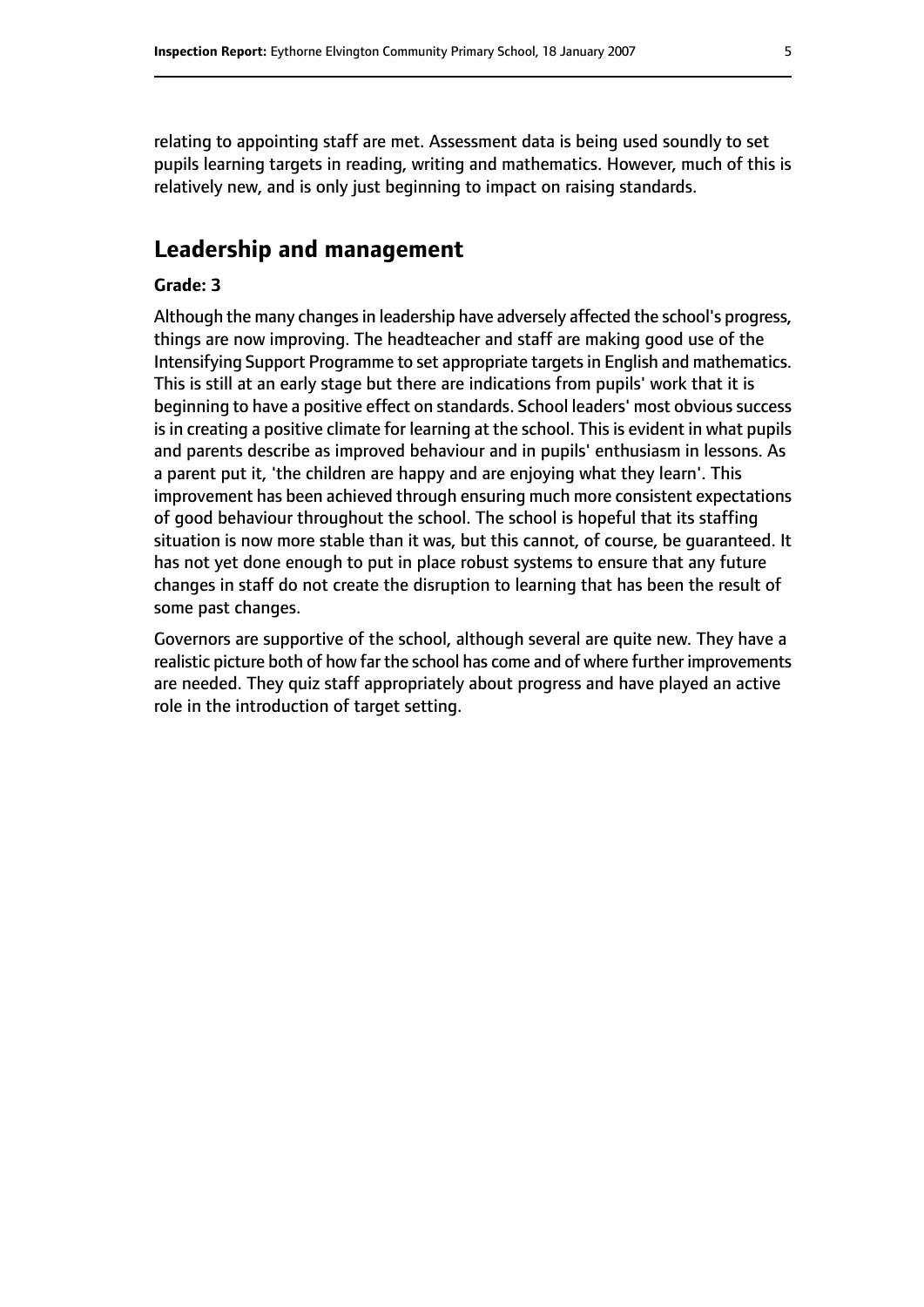relating to appointing staff are met. Assessment data is being used soundly to set pupils learning targets in reading, writing and mathematics. However, much of this is relatively new, and is only just beginning to impact on raising standards.

## Leadership and management

**Grade: 3**

Although the many changes in leadership have adversely affected the school's progress, things are now improving. The headteacher and staff are making good use of the Intensifying Support Programme to set appropriate targets in English and mathematics. This is still at an early stage but there are indications from pupils' work that it is beginning to have a positive effect on standards. School leaders' most obvious success is in creating a positive climate for learning at the school. This is evident in what pupils and parents describe as improved behaviour and in pupils' enthusiasm in lessons. As a parent put it, 'the children are happy and are enjoying what they learn'. This improvement has been achieved through ensuring much more consistent expectations of good behaviour throughout the school. The school is hopeful that its staffing situation is now more stable than it was, but this cannot, of course, be guaranteed. It has not yet done enough to put in place robust systems to ensure that any future changes in staff do not create the disruption to learning that has been the result of some past changes.

Governors are supportive of the school, although several are quite new. They have a realistic picture both of how far the school has come and of where further improvements are needed. They quiz staff appropriately about progress and have played an active role in the introduction of target setting.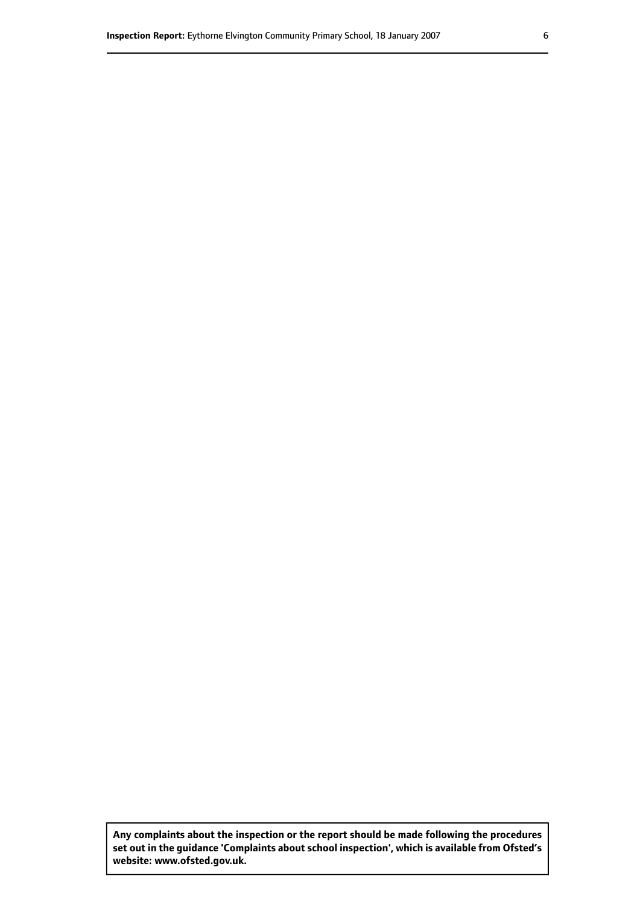**Any complaints about the inspection or the report should be made following the procedures set out in the guidance 'Complaints about school inspection', which is available from Ofsted's website: www.ofsted.gov.uk.**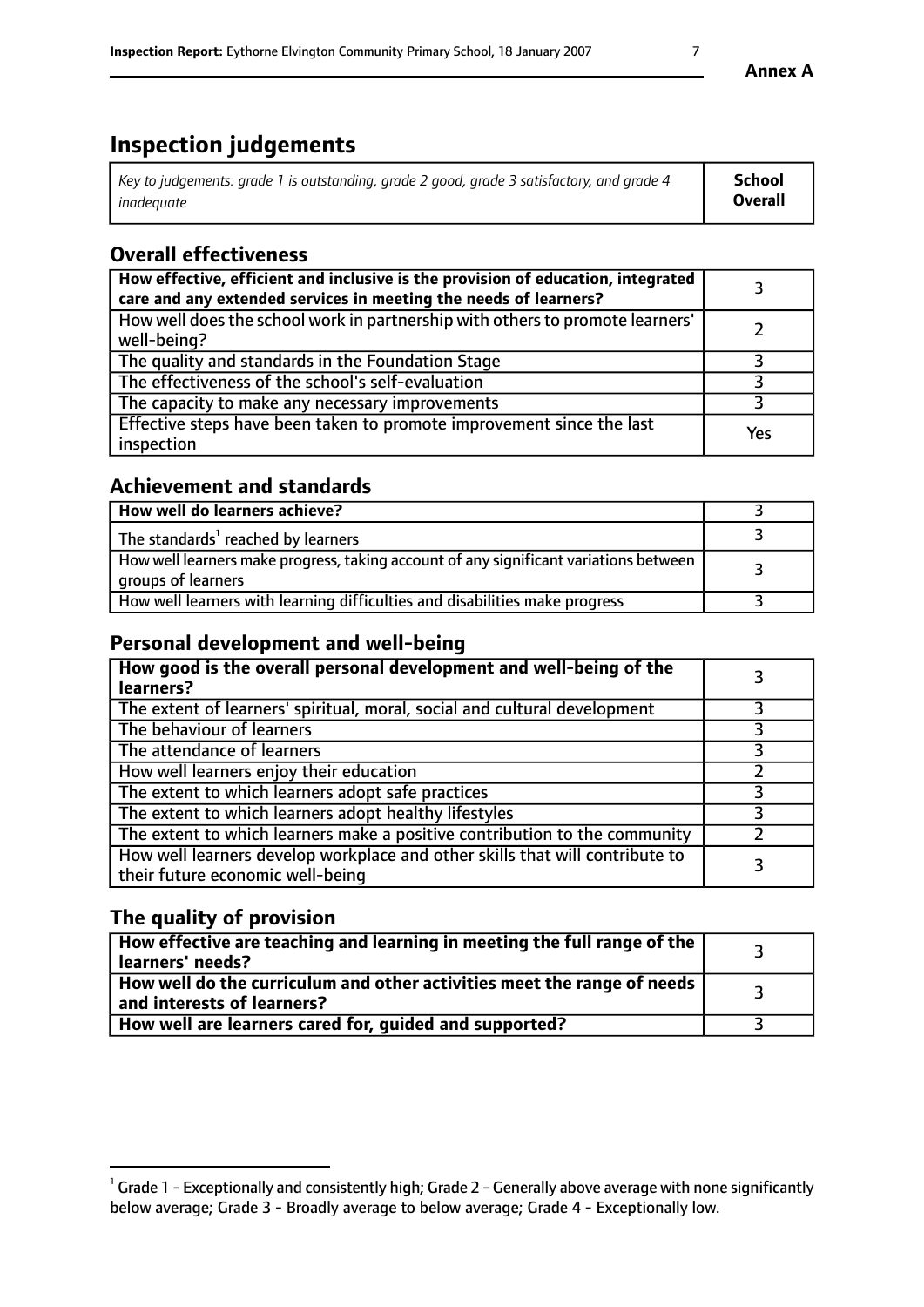# Inspection judgements

| *Key to judgements: grade 1 is outstanding, grade 2 good, grade 3 satisfactory, and grade 4 inadequate* | **School Overall** |
|---|---|

## Overall effectiveness

| | |
|---|---|
| **How effective, efficient and inclusive is the provision of education, integrated care and any extended services in meeting the needs of learners?** | 3 |
| How well does the school work in partnership with others to promote learners' well-being? | 2 |
| The quality and standards in the Foundation Stage | 3 |
| The effectiveness of the school's self-evaluation | 3 |
| The capacity to make any necessary improvements | 3 |
| Effective steps have been taken to promote improvement since the last inspection | Yes |

## Achievement and standards

| | |
|---|---|
| **How well do learners achieve?** | 3 |
| The standards[1] reached by learners | 3 |
| How well learners make progress, taking account of any significant variations between groups of learners | 3 |
| How well learners with learning difficulties and disabilities make progress | 3 |

## Personal development and well-being

| | |
|---|---|
| **How good is the overall personal development and well-being of the learners?** | 3 |
| The extent of learners' spiritual, moral, social and cultural development | 3 |
| The behaviour of learners | 3 |
| The attendance of learners | 3 |
| How well learners enjoy their education | 2 |
| The extent to which learners adopt safe practices | 3 |
| The extent to which learners adopt healthy lifestyles | 3 |
| The extent to which learners make a positive contribution to the community | 2 |
| How well learners develop workplace and other skills that will contribute to their future economic well-being | 3 |

## The quality of provision

| | |
|---|---|
| **How effective are teaching and learning in meeting the full range of the learners' needs?** | 3 |
| **How well do the curriculum and other activities meet the range of needs and interests of learners?** | 3 |
| **How well are learners cared for, guided and supported?** | 3 |

[1] Grade 1 - Exceptionally and consistently high; Grade 2 - Generally above average with none significantly below average; Grade 3 - Broadly average to below average; Grade 4 - Exceptionally low.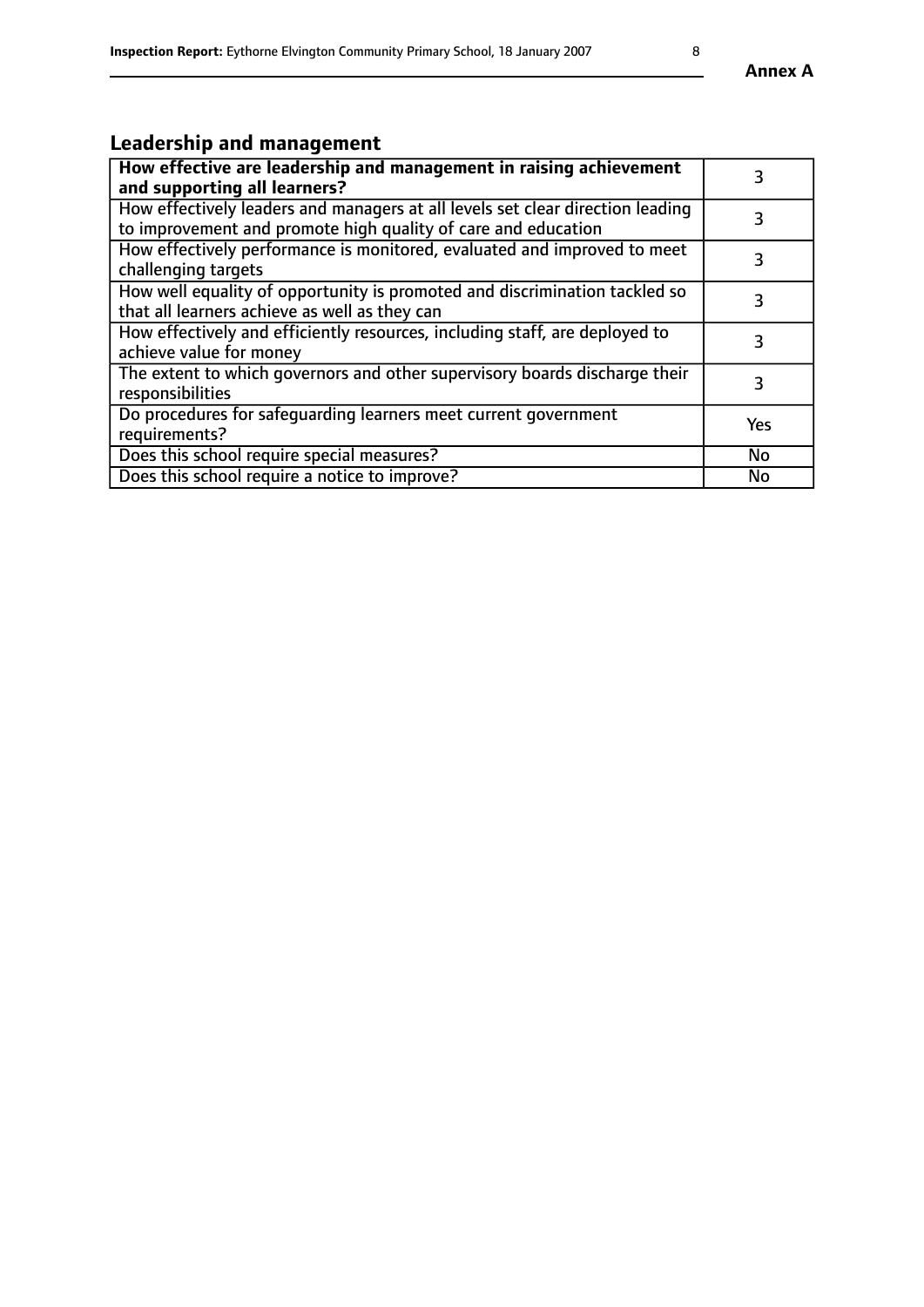## Leadership and management

| How effective are leadership and management in raising achievement and supporting all learners? | 3 |
|---|---|
| How effectively leaders and managers at all levels set clear direction leading to improvement and promote high quality of care and education | 3 |
| How effectively performance is monitored, evaluated and improved to meet challenging targets | 3 |
| How well equality of opportunity is promoted and discrimination tackled so that all learners achieve as well as they can | 3 |
| How effectively and efficiently resources, including staff, are deployed to achieve value for money | 3 |
| The extent to which governors and other supervisory boards discharge their responsibilities | 3 |
| Do procedures for safeguarding learners meet current government requirements? | Yes |
| Does this school require special measures? | No |
| Does this school require a notice to improve? | No |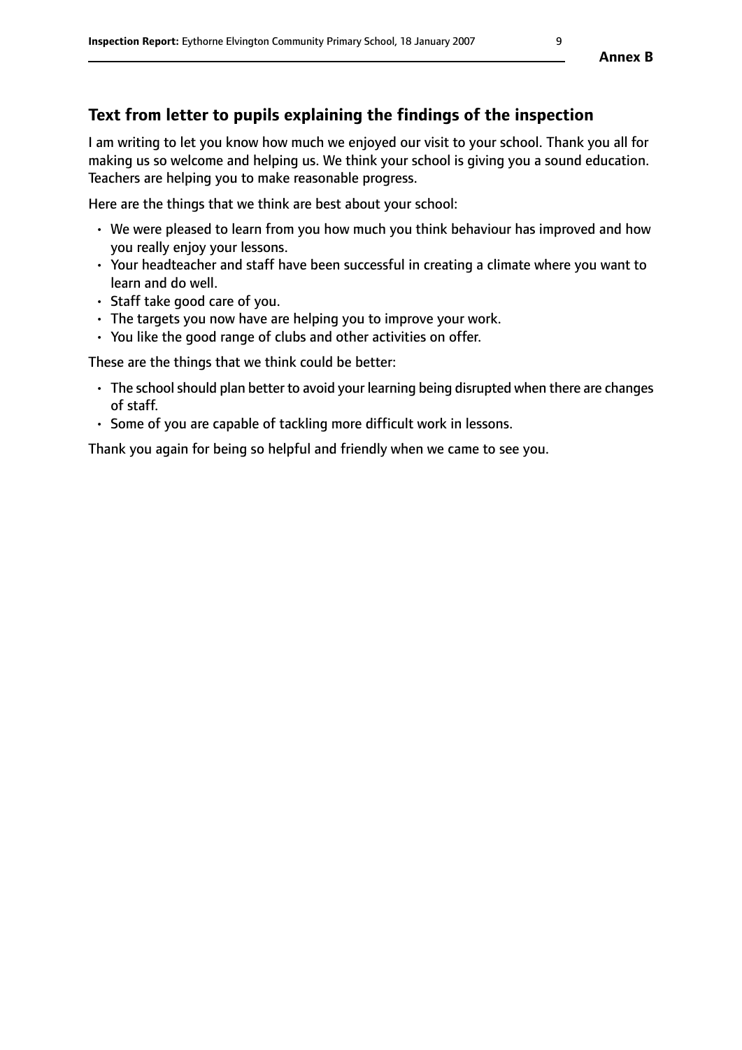## Text from letter to pupils explaining the findings of the inspection

I am writing to let you know how much we enjoyed our visit to your school. Thank you all for making us so welcome and helping us. We think your school is giving you a sound education. Teachers are helping you to make reasonable progress.

Here are the things that we think are best about your school:

- We were pleased to learn from you how much you think behaviour has improved and how you really enjoy your lessons.
- Your headteacher and staff have been successful in creating a climate where you want to learn and do well.
- Staff take good care of you.
- The targets you now have are helping you to improve your work.
- You like the good range of clubs and other activities on offer.

These are the things that we think could be better:

- The school should plan better to avoid your learning being disrupted when there are changes of staff.
- Some of you are capable of tackling more difficult work in lessons.

Thank you again for being so helpful and friendly when we came to see you.